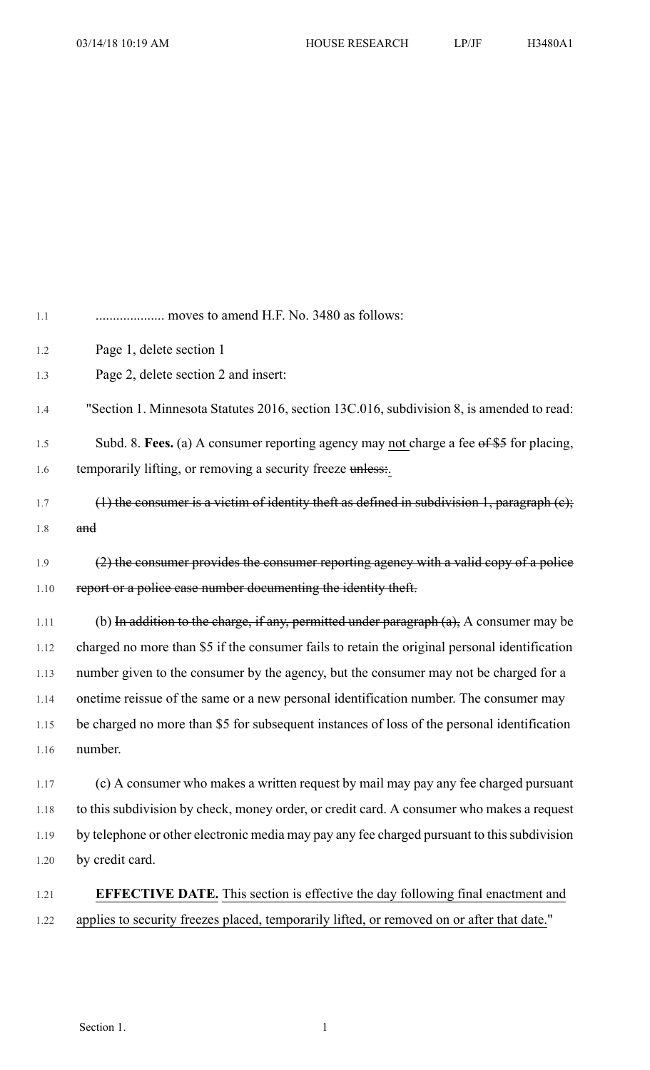.................... moves to amend H.F. No. 3480 as follows:

Page 1, delete section 1

Page 2, delete section 2 and insert:

"Section 1. Minnesota Statutes 2016, section 13C.016, subdivision 8, is amended to read:

Subd. 8. **Fees.** (a) A consumer reporting agency may <u>not</u> charge a fee ~~of $5~~ for placing, temporarily lifting, or removing a security freeze ~~unless:~~<u>.</u>

~~(1) the consumer is a victim of identity theft as defined in subdivision 1, paragraph (c); and~~

~~(2) the consumer provides the consumer reporting agency with a valid copy of a police report or a police case number documenting the identity theft.~~

(b) ~~In addition to the charge, if any, permitted under paragraph (a),~~ A consumer may be charged no more than $5 if the consumer fails to retain the original personal identification number given to the consumer by the agency, but the consumer may not be charged for a onetime reissue of the same or a new personal identification number. The consumer may be charged no more than $5 for subsequent instances of loss of the personal identification number.

(c) A consumer who makes a written request by mail may pay any fee charged pursuant to this subdivision by check, money order, or credit card. A consumer who makes a request by telephone or other electronic media may pay any fee charged pursuant to this subdivision by credit card.

<u>**EFFECTIVE DATE.** This section is effective the day following final enactment and applies to security freezes placed, temporarily lifted, or removed on or after that date.</u>"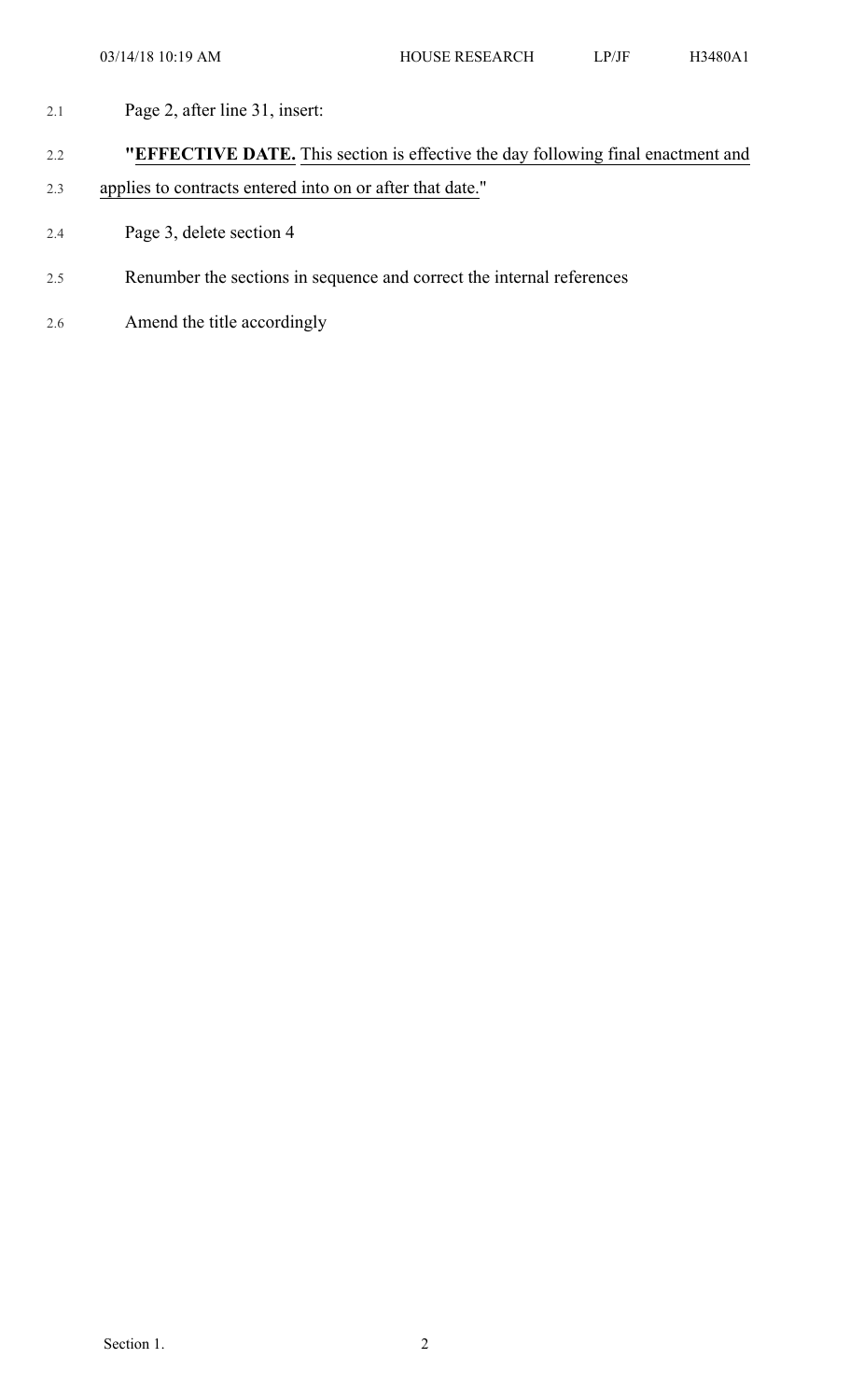Page 2, after line 31, insert:

"**EFFECTIVE DATE.** This section is effective the day following final enactment and applies to contracts entered into on or after that date."

Page 3, delete section 4

Renumber the sections in sequence and correct the internal references

Amend the title accordingly